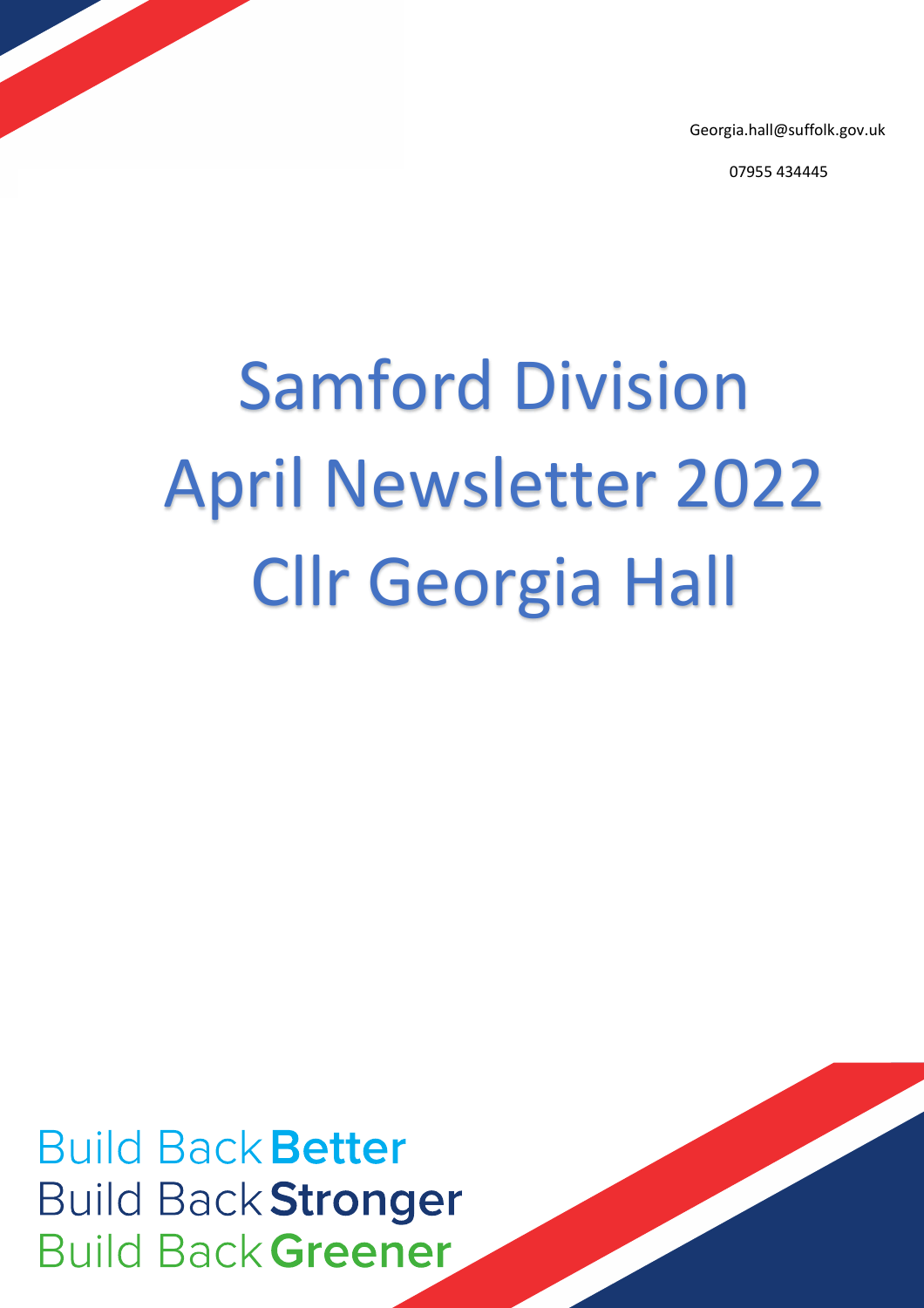Georgia.hall@suffolk.gov.uk

07955 434445

# Samford Division
# April Newsletter 2022
# Cllr Georgia Hall

Build Back **Better**
Build Back **Stronger**
Build Back **Greener**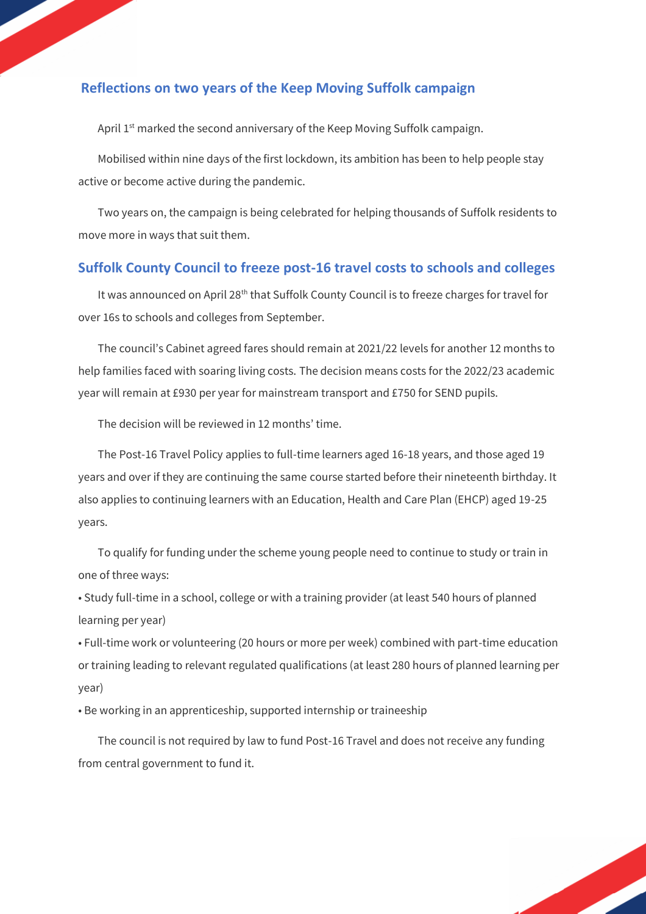## Reflections on two years of the Keep Moving Suffolk campaign

April 1st marked the second anniversary of the Keep Moving Suffolk campaign.

Mobilised within nine days of the first lockdown, its ambition has been to help people stay active or become active during the pandemic.

Two years on, the campaign is being celebrated for helping thousands of Suffolk residents to move more in ways that suit them.

## Suffolk County Council to freeze post-16 travel costs to schools and colleges

It was announced on April 28th that Suffolk County Council is to freeze charges for travel for over 16s to schools and colleges from September.

The council's Cabinet agreed fares should remain at 2021/22 levels for another 12 months to help families faced with soaring living costs. The decision means costs for the 2022/23 academic year will remain at £930 per year for mainstream transport and £750 for SEND pupils.

The decision will be reviewed in 12 months' time.

The Post-16 Travel Policy applies to full-time learners aged 16-18 years, and those aged 19 years and over if they are continuing the same course started before their nineteenth birthday. It also applies to continuing learners with an Education, Health and Care Plan (EHCP) aged 19-25 years.

To qualify for funding under the scheme young people need to continue to study or train in one of three ways:

- Study full-time in a school, college or with a training provider (at least 540 hours of planned learning per year)
- Full-time work or volunteering (20 hours or more per week) combined with part-time education or training leading to relevant regulated qualifications (at least 280 hours of planned learning per year)
- Be working in an apprenticeship, supported internship or traineeship

The council is not required by law to fund Post-16 Travel and does not receive any funding from central government to fund it.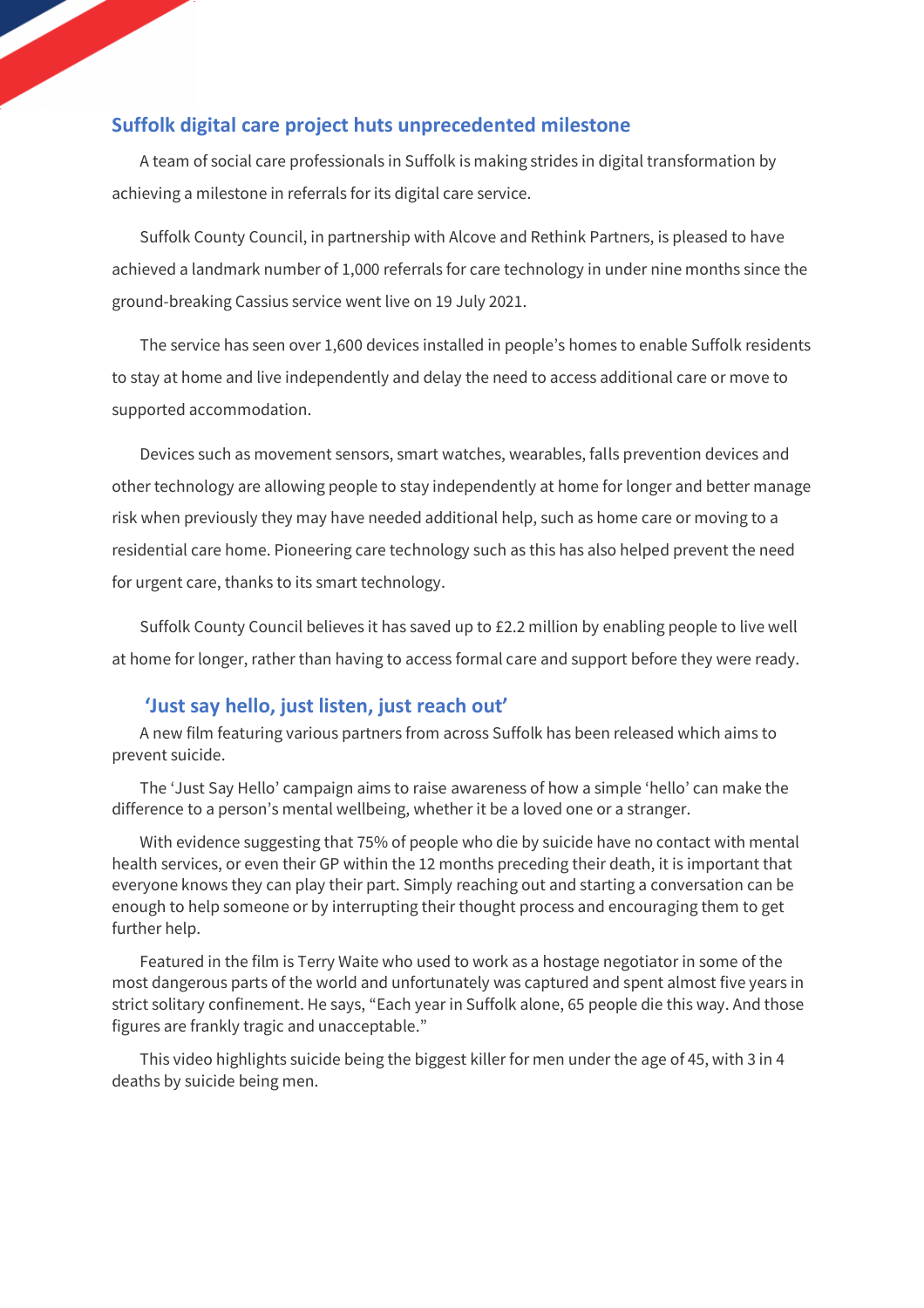## Suffolk digital care project huts unprecedented milestone

A team of social care professionals in Suffolk is making strides in digital transformation by achieving a milestone in referrals for its digital care service.

Suffolk County Council, in partnership with Alcove and Rethink Partners, is pleased to have achieved a landmark number of 1,000 referrals for care technology in under nine months since the ground-breaking Cassius service went live on 19 July 2021.

The service has seen over 1,600 devices installed in people's homes to enable Suffolk residents to stay at home and live independently and delay the need to access additional care or move to supported accommodation.

Devices such as movement sensors, smart watches, wearables, falls prevention devices and other technology are allowing people to stay independently at home for longer and better manage risk when previously they may have needed additional help, such as home care or moving to a residential care home. Pioneering care technology such as this has also helped prevent the need for urgent care, thanks to its smart technology.

Suffolk County Council believes it has saved up to £2.2 million by enabling people to live well at home for longer, rather than having to access formal care and support before they were ready.

## 'Just say hello, just listen, just reach out'

A new film featuring various partners from across Suffolk has been released which aims to prevent suicide.

The 'Just Say Hello' campaign aims to raise awareness of how a simple 'hello' can make the difference to a person's mental wellbeing, whether it be a loved one or a stranger.

With evidence suggesting that 75% of people who die by suicide have no contact with mental health services, or even their GP within the 12 months preceding their death, it is important that everyone knows they can play their part. Simply reaching out and starting a conversation can be enough to help someone or by interrupting their thought process and encouraging them to get further help.

Featured in the film is Terry Waite who used to work as a hostage negotiator in some of the most dangerous parts of the world and unfortunately was captured and spent almost five years in strict solitary confinement. He says, "Each year in Suffolk alone, 65 people die this way. And those figures are frankly tragic and unacceptable."

This video highlights suicide being the biggest killer for men under the age of 45, with 3 in 4 deaths by suicide being men.